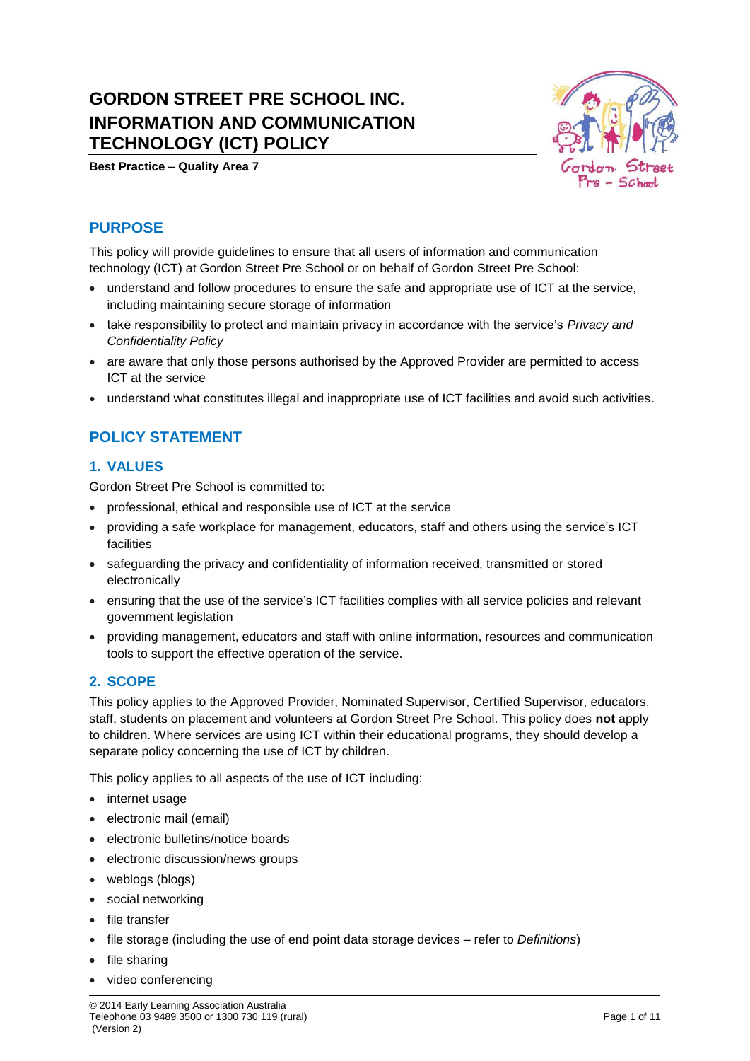# GORDON STREET PRE SCHOOL INC. INFORMATION AND COMMUNICATION TECHNOLOGY (ICT) POLICY

**Best Practice – Quality Area 7**

## PURPOSE

This policy will provide guidelines to ensure that all users of information and communication technology (ICT) at Gordon Street Pre School or on behalf of Gordon Street Pre School:

- understand and follow procedures to ensure the safe and appropriate use of ICT at the service, including maintaining secure storage of information
- take responsibility to protect and maintain privacy in accordance with the service's *Privacy and Confidentiality Policy*
- are aware that only those persons authorised by the Approved Provider are permitted to access ICT at the service
- understand what constitutes illegal and inappropriate use of ICT facilities and avoid such activities.

## POLICY STATEMENT

### 1. VALUES

Gordon Street Pre School is committed to:

- professional, ethical and responsible use of ICT at the service
- providing a safe workplace for management, educators, staff and others using the service's ICT facilities
- safeguarding the privacy and confidentiality of information received, transmitted or stored electronically
- ensuring that the use of the service's ICT facilities complies with all service policies and relevant government legislation
- providing management, educators and staff with online information, resources and communication tools to support the effective operation of the service.

### 2. SCOPE

This policy applies to the Approved Provider, Nominated Supervisor, Certified Supervisor, educators, staff, students on placement and volunteers at Gordon Street Pre School. This policy does **not** apply to children. Where services are using ICT within their educational programs, they should develop a separate policy concerning the use of ICT by children.

This policy applies to all aspects of the use of ICT including:

- internet usage
- electronic mail (email)
- electronic bulletins/notice boards
- electronic discussion/news groups
- weblogs (blogs)
- social networking
- file transfer
- file storage (including the use of end point data storage devices – refer to *Definitions*)
- file sharing
- video conferencing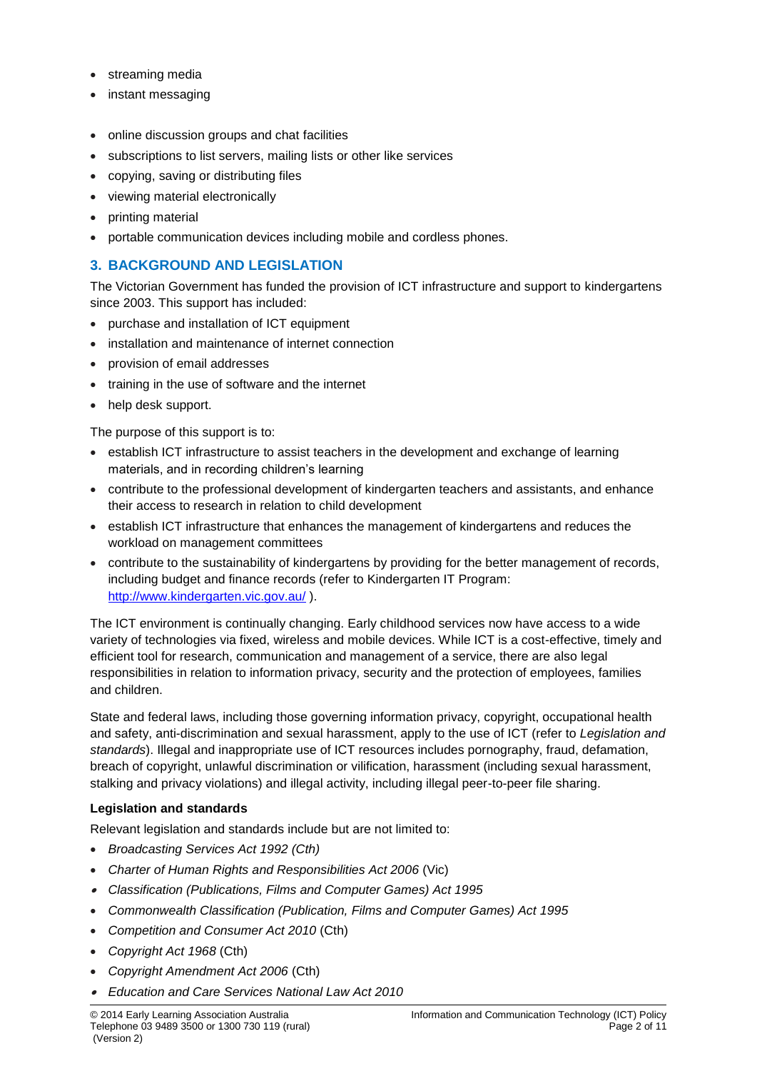- streaming media
- instant messaging
- online discussion groups and chat facilities
- subscriptions to list servers, mailing lists or other like services
- copying, saving or distributing files
- viewing material electronically
- printing material
- portable communication devices including mobile and cordless phones.

## 3. BACKGROUND AND LEGISLATION

The Victorian Government has funded the provision of ICT infrastructure and support to kindergartens since 2003. This support has included:

- purchase and installation of ICT equipment
- installation and maintenance of internet connection
- provision of email addresses
- training in the use of software and the internet
- help desk support.

The purpose of this support is to:

- establish ICT infrastructure to assist teachers in the development and exchange of learning materials, and in recording children's learning
- contribute to the professional development of kindergarten teachers and assistants, and enhance their access to research in relation to child development
- establish ICT infrastructure that enhances the management of kindergartens and reduces the workload on management committees
- contribute to the sustainability of kindergartens by providing for the better management of records, including budget and finance records (refer to Kindergarten IT Program: http://www.kindergarten.vic.gov.au/ ).

The ICT environment is continually changing. Early childhood services now have access to a wide variety of technologies via fixed, wireless and mobile devices. While ICT is a cost-effective, timely and efficient tool for research, communication and management of a service, there are also legal responsibilities in relation to information privacy, security and the protection of employees, families and children.

State and federal laws, including those governing information privacy, copyright, occupational health and safety, anti-discrimination and sexual harassment, apply to the use of ICT (refer to *Legislation and standards*). Illegal and inappropriate use of ICT resources includes pornography, fraud, defamation, breach of copyright, unlawful discrimination or vilification, harassment (including sexual harassment, stalking and privacy violations) and illegal activity, including illegal peer-to-peer file sharing.

**Legislation and standards**

Relevant legislation and standards include but are not limited to:

- *Broadcasting Services Act 1992 (Cth)*
- *Charter of Human Rights and Responsibilities Act 2006* (Vic)
- *Classification (Publications, Films and Computer Games) Act 1995*
- *Commonwealth Classification (Publication, Films and Computer Games) Act 1995*
- *Competition and Consumer Act 2010* (Cth)
- *Copyright Act 1968* (Cth)
- *Copyright Amendment Act 2006* (Cth)
- *Education and Care Services National Law Act 2010*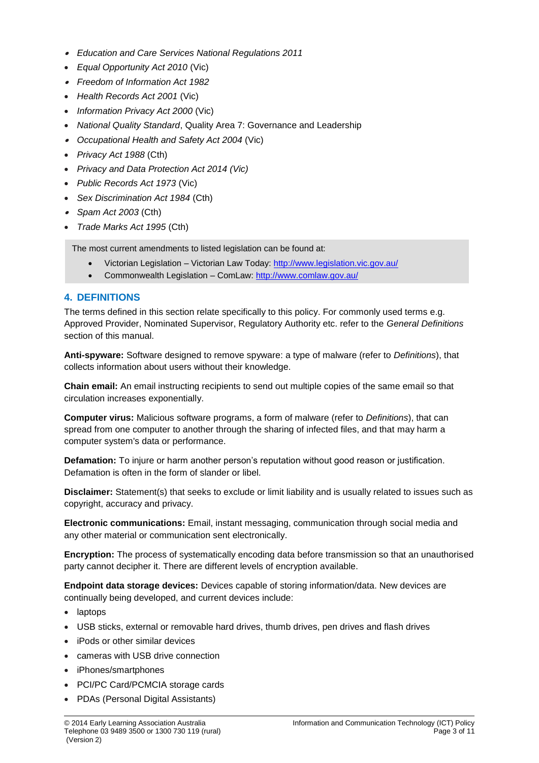- *Education and Care Services National Regulations 2011*
- *Equal Opportunity Act 2010* (Vic)
- *Freedom of Information Act 1982*
- *Health Records Act 2001* (Vic)
- *Information Privacy Act 2000* (Vic)
- *National Quality Standard*, Quality Area 7: Governance and Leadership
- *Occupational Health and Safety Act 2004* (Vic)
- *Privacy Act 1988* (Cth)
- *Privacy and Data Protection Act 2014 (Vic)*
- *Public Records Act 1973* (Vic)
- *Sex Discrimination Act 1984* (Cth)
- *Spam Act 2003* (Cth)
- *Trade Marks Act 1995* (Cth)

The most current amendments to listed legislation can be found at:

- Victorian Legislation – Victorian Law Today: http://www.legislation.vic.gov.au/
- Commonwealth Legislation – ComLaw: http://www.comlaw.gov.au/

## 4. DEFINITIONS

The terms defined in this section relate specifically to this policy. For commonly used terms e.g. Approved Provider, Nominated Supervisor, Regulatory Authority etc. refer to the *General Definitions* section of this manual.

**Anti-spyware:** Software designed to remove spyware: a type of malware (refer to *Definitions*), that collects information about users without their knowledge.

**Chain email:** An email instructing recipients to send out multiple copies of the same email so that circulation increases exponentially.

**Computer virus:** Malicious software programs, a form of malware (refer to *Definitions*), that can spread from one computer to another through the sharing of infected files, and that may harm a computer system's data or performance.

**Defamation:** To injure or harm another person's reputation without good reason or justification. Defamation is often in the form of slander or libel.

**Disclaimer:** Statement(s) that seeks to exclude or limit liability and is usually related to issues such as copyright, accuracy and privacy.

**Electronic communications:** Email, instant messaging, communication through social media and any other material or communication sent electronically.

**Encryption:** The process of systematically encoding data before transmission so that an unauthorised party cannot decipher it. There are different levels of encryption available.

**Endpoint data storage devices:** Devices capable of storing information/data. New devices are continually being developed, and current devices include:

- laptops
- USB sticks, external or removable hard drives, thumb drives, pen drives and flash drives
- iPods or other similar devices
- cameras with USB drive connection
- iPhones/smartphones
- PCI/PC Card/PCMCIA storage cards
- PDAs (Personal Digital Assistants)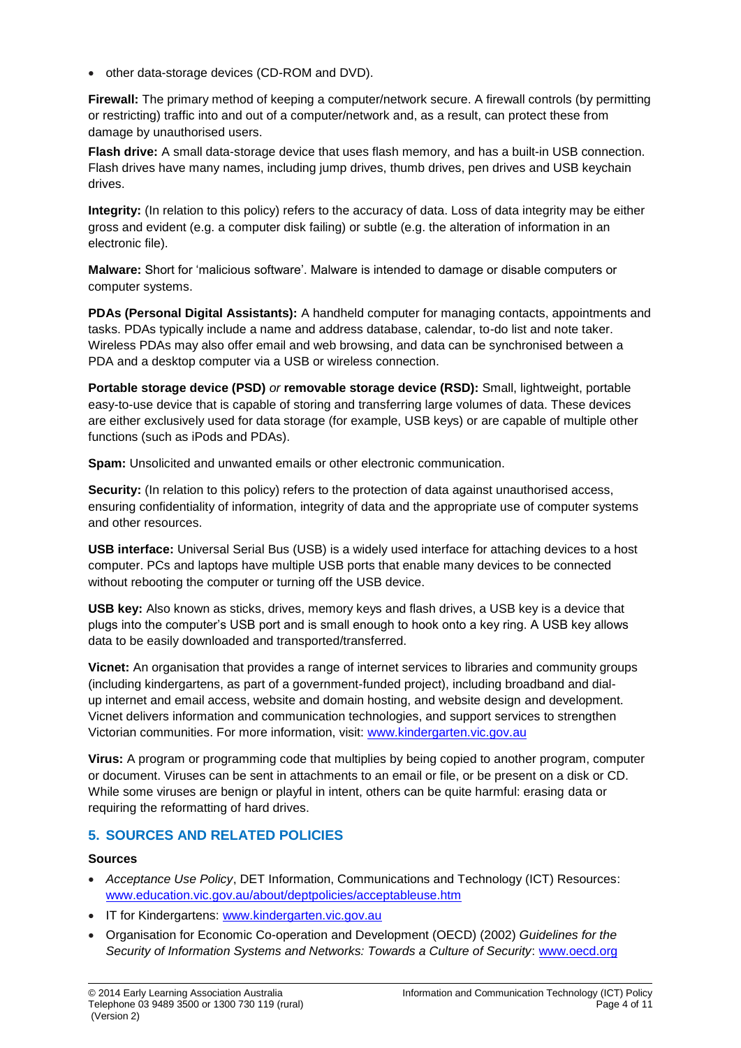- other data-storage devices (CD-ROM and DVD).

**Firewall:** The primary method of keeping a computer/network secure. A firewall controls (by permitting or restricting) traffic into and out of a computer/network and, as a result, can protect these from damage by unauthorised users.

**Flash drive:** A small data-storage device that uses flash memory, and has a built-in USB connection. Flash drives have many names, including jump drives, thumb drives, pen drives and USB keychain drives.

**Integrity:** (In relation to this policy) refers to the accuracy of data. Loss of data integrity may be either gross and evident (e.g. a computer disk failing) or subtle (e.g. the alteration of information in an electronic file).

**Malware:** Short for 'malicious software'. Malware is intended to damage or disable computers or computer systems.

**PDAs (Personal Digital Assistants):** A handheld computer for managing contacts, appointments and tasks. PDAs typically include a name and address database, calendar, to-do list and note taker. Wireless PDAs may also offer email and web browsing, and data can be synchronised between a PDA and a desktop computer via a USB or wireless connection.

**Portable storage device (PSD)** *or* **removable storage device (RSD):** Small, lightweight, portable easy-to-use device that is capable of storing and transferring large volumes of data. These devices are either exclusively used for data storage (for example, USB keys) or are capable of multiple other functions (such as iPods and PDAs).

**Spam:** Unsolicited and unwanted emails or other electronic communication.

**Security:** (In relation to this policy) refers to the protection of data against unauthorised access, ensuring confidentiality of information, integrity of data and the appropriate use of computer systems and other resources.

**USB interface:** Universal Serial Bus (USB) is a widely used interface for attaching devices to a host computer. PCs and laptops have multiple USB ports that enable many devices to be connected without rebooting the computer or turning off the USB device.

**USB key:** Also known as sticks, drives, memory keys and flash drives, a USB key is a device that plugs into the computer's USB port and is small enough to hook onto a key ring. A USB key allows data to be easily downloaded and transported/transferred.

**Vicnet:** An organisation that provides a range of internet services to libraries and community groups (including kindergartens, as part of a government-funded project), including broadband and dial-up internet and email access, website and domain hosting, and website design and development. Vicnet delivers information and communication technologies, and support services to strengthen Victorian communities. For more information, visit: www.kindergarten.vic.gov.au

**Virus:** A program or programming code that multiplies by being copied to another program, computer or document. Viruses can be sent in attachments to an email or file, or be present on a disk or CD. While some viruses are benign or playful in intent, others can be quite harmful: erasing data or requiring the reformatting of hard drives.

## 5. SOURCES AND RELATED POLICIES

### Sources

- *Acceptance Use Policy*, DET Information, Communications and Technology (ICT) Resources: www.education.vic.gov.au/about/deptpolicies/acceptableuse.htm
- IT for Kindergartens: www.kindergarten.vic.gov.au
- Organisation for Economic Co-operation and Development (OECD) (2002) *Guidelines for the Security of Information Systems and Networks: Towards a Culture of Security*: www.oecd.org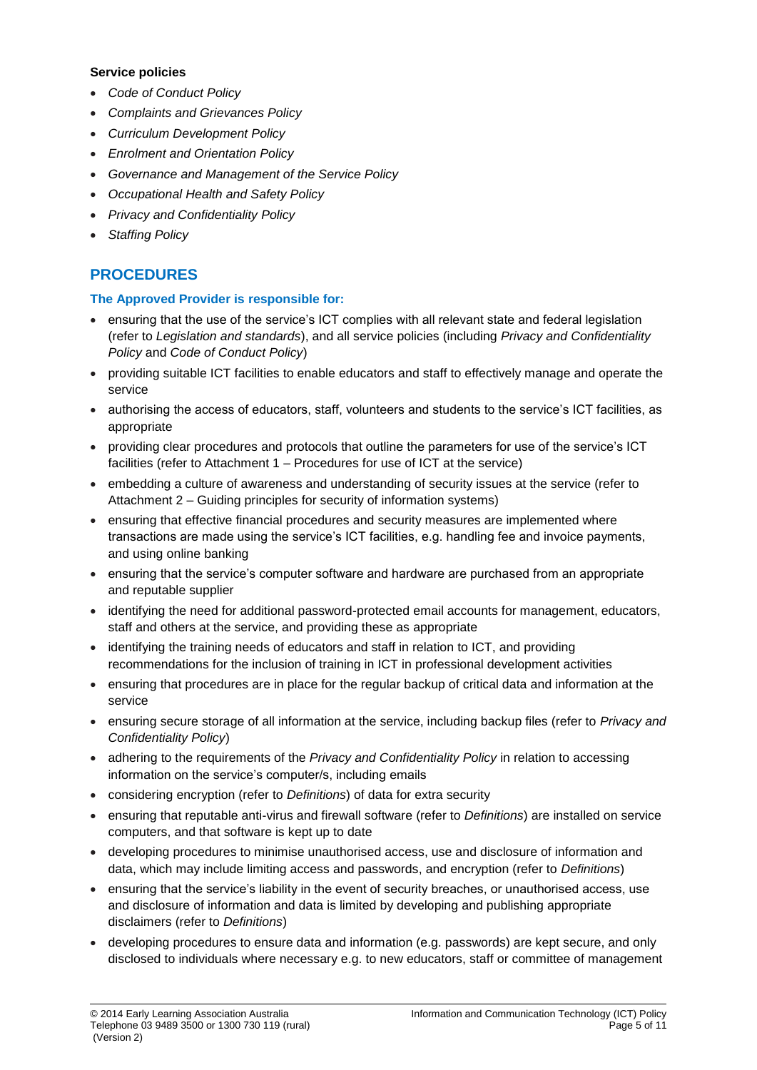**Service policies**

- *Code of Conduct Policy*
- *Complaints and Grievances Policy*
- *Curriculum Development Policy*
- *Enrolment and Orientation Policy*
- *Governance and Management of the Service Policy*
- *Occupational Health and Safety Policy*
- *Privacy and Confidentiality Policy*
- *Staffing Policy*

## PROCEDURES

### The Approved Provider is responsible for:

- ensuring that the use of the service's ICT complies with all relevant state and federal legislation (refer to *Legislation and standards*), and all service policies (including *Privacy and Confidentiality Policy* and *Code of Conduct Policy*)
- providing suitable ICT facilities to enable educators and staff to effectively manage and operate the service
- authorising the access of educators, staff, volunteers and students to the service's ICT facilities, as appropriate
- providing clear procedures and protocols that outline the parameters for use of the service's ICT facilities (refer to Attachment 1 – Procedures for use of ICT at the service)
- embedding a culture of awareness and understanding of security issues at the service (refer to Attachment 2 – Guiding principles for security of information systems)
- ensuring that effective financial procedures and security measures are implemented where transactions are made using the service's ICT facilities, e.g. handling fee and invoice payments, and using online banking
- ensuring that the service's computer software and hardware are purchased from an appropriate and reputable supplier
- identifying the need for additional password-protected email accounts for management, educators, staff and others at the service, and providing these as appropriate
- identifying the training needs of educators and staff in relation to ICT, and providing recommendations for the inclusion of training in ICT in professional development activities
- ensuring that procedures are in place for the regular backup of critical data and information at the service
- ensuring secure storage of all information at the service, including backup files (refer to *Privacy and Confidentiality Policy*)
- adhering to the requirements of the *Privacy and Confidentiality Policy* in relation to accessing information on the service's computer/s, including emails
- considering encryption (refer to *Definitions*) of data for extra security
- ensuring that reputable anti-virus and firewall software (refer to *Definitions*) are installed on service computers, and that software is kept up to date
- developing procedures to minimise unauthorised access, use and disclosure of information and data, which may include limiting access and passwords, and encryption (refer to *Definitions*)
- ensuring that the service's liability in the event of security breaches, or unauthorised access, use and disclosure of information and data is limited by developing and publishing appropriate disclaimers (refer to *Definitions*)
- developing procedures to ensure data and information (e.g. passwords) are kept secure, and only disclosed to individuals where necessary e.g. to new educators, staff or committee of management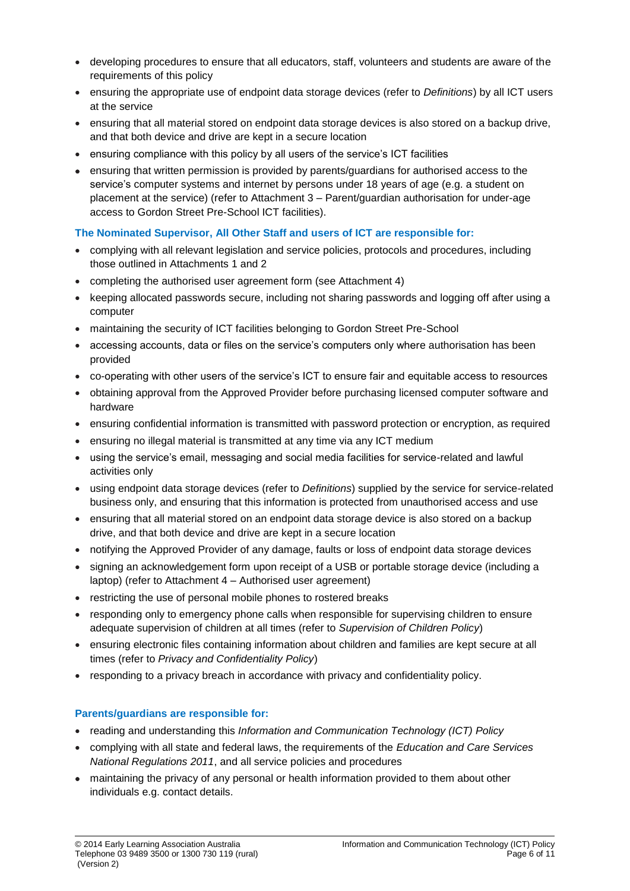- developing procedures to ensure that all educators, staff, volunteers and students are aware of the requirements of this policy
- ensuring the appropriate use of endpoint data storage devices (refer to *Definitions*) by all ICT users at the service
- ensuring that all material stored on endpoint data storage devices is also stored on a backup drive, and that both device and drive are kept in a secure location
- ensuring compliance with this policy by all users of the service's ICT facilities
- ensuring that written permission is provided by parents/guardians for authorised access to the service's computer systems and internet by persons under 18 years of age (e.g. a student on placement at the service) (refer to Attachment 3 – Parent/guardian authorisation for under-age access to Gordon Street Pre-School ICT facilities).

**The Nominated Supervisor, All Other Staff and users of ICT are responsible for:**

- complying with all relevant legislation and service policies, protocols and procedures, including those outlined in Attachments 1 and 2
- completing the authorised user agreement form (see Attachment 4)
- keeping allocated passwords secure, including not sharing passwords and logging off after using a computer
- maintaining the security of ICT facilities belonging to Gordon Street Pre-School
- accessing accounts, data or files on the service's computers only where authorisation has been provided
- co-operating with other users of the service's ICT to ensure fair and equitable access to resources
- obtaining approval from the Approved Provider before purchasing licensed computer software and hardware
- ensuring confidential information is transmitted with password protection or encryption, as required
- ensuring no illegal material is transmitted at any time via any ICT medium
- using the service's email, messaging and social media facilities for service-related and lawful activities only
- using endpoint data storage devices (refer to *Definitions*) supplied by the service for service-related business only, and ensuring that this information is protected from unauthorised access and use
- ensuring that all material stored on an endpoint data storage device is also stored on a backup drive, and that both device and drive are kept in a secure location
- notifying the Approved Provider of any damage, faults or loss of endpoint data storage devices
- signing an acknowledgement form upon receipt of a USB or portable storage device (including a laptop) (refer to Attachment 4 – Authorised user agreement)
- restricting the use of personal mobile phones to rostered breaks
- responding only to emergency phone calls when responsible for supervising children to ensure adequate supervision of children at all times (refer to *Supervision of Children Policy*)
- ensuring electronic files containing information about children and families are kept secure at all times (refer to *Privacy and Confidentiality Policy*)
- responding to a privacy breach in accordance with privacy and confidentiality policy.

**Parents/guardians are responsible for:**

- reading and understanding this *Information and Communication Technology (ICT) Policy*
- complying with all state and federal laws, the requirements of the *Education and Care Services National Regulations 2011*, and all service policies and procedures
- maintaining the privacy of any personal or health information provided to them about other individuals e.g. contact details.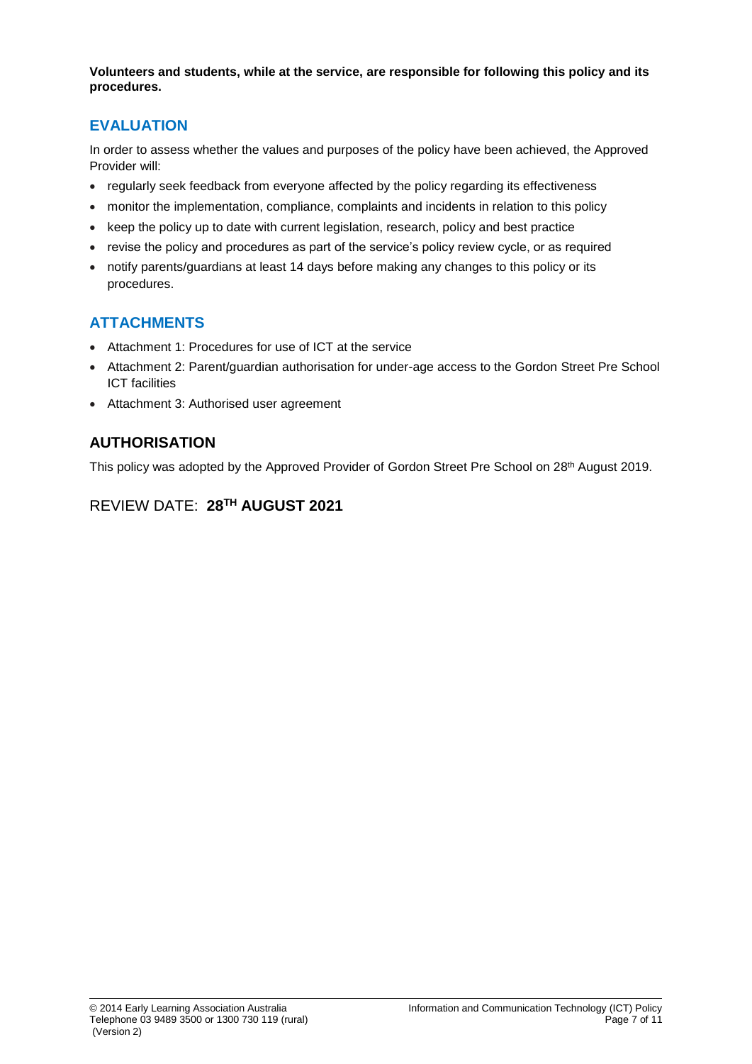**Volunteers and students, while at the service, are responsible for following this policy and its procedures.**

## EVALUATION

In order to assess whether the values and purposes of the policy have been achieved, the Approved Provider will:

- regularly seek feedback from everyone affected by the policy regarding its effectiveness
- monitor the implementation, compliance, complaints and incidents in relation to this policy
- keep the policy up to date with current legislation, research, policy and best practice
- revise the policy and procedures as part of the service's policy review cycle, or as required
- notify parents/guardians at least 14 days before making any changes to this policy or its procedures.

## ATTACHMENTS

- Attachment 1: Procedures for use of ICT at the service
- Attachment 2: Parent/guardian authorisation for under-age access to the Gordon Street Pre School ICT facilities
- Attachment 3: Authorised user agreement

## AUTHORISATION

This policy was adopted by the Approved Provider of Gordon Street Pre School on 28th August 2019.

REVIEW DATE: **28TH AUGUST 2021**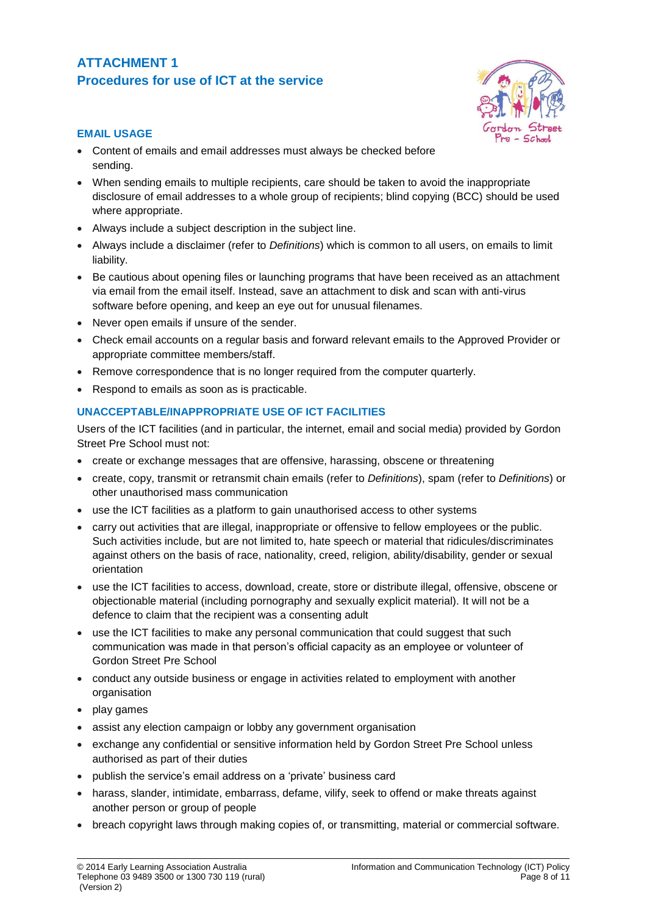# ATTACHMENT 1

## Procedures for use of ICT at the service

### EMAIL USAGE

- Content of emails and email addresses must always be checked before sending.
- When sending emails to multiple recipients, care should be taken to avoid the inappropriate disclosure of email addresses to a whole group of recipients; blind copying (BCC) should be used where appropriate.
- Always include a subject description in the subject line.
- Always include a disclaimer (refer to *Definitions*) which is common to all users, on emails to limit liability.
- Be cautious about opening files or launching programs that have been received as an attachment via email from the email itself. Instead, save an attachment to disk and scan with anti-virus software before opening, and keep an eye out for unusual filenames.
- Never open emails if unsure of the sender.
- Check email accounts on a regular basis and forward relevant emails to the Approved Provider or appropriate committee members/staff.
- Remove correspondence that is no longer required from the computer quarterly.
- Respond to emails as soon as is practicable.

### UNACCEPTABLE/INAPPROPRIATE USE OF ICT FACILITIES

Users of the ICT facilities (and in particular, the internet, email and social media) provided by Gordon Street Pre School must not:

- create or exchange messages that are offensive, harassing, obscene or threatening
- create, copy, transmit or retransmit chain emails (refer to *Definitions*), spam (refer to *Definitions*) or other unauthorised mass communication
- use the ICT facilities as a platform to gain unauthorised access to other systems
- carry out activities that are illegal, inappropriate or offensive to fellow employees or the public. Such activities include, but are not limited to, hate speech or material that ridicules/discriminates against others on the basis of race, nationality, creed, religion, ability/disability, gender or sexual orientation
- use the ICT facilities to access, download, create, store or distribute illegal, offensive, obscene or objectionable material (including pornography and sexually explicit material). It will not be a defence to claim that the recipient was a consenting adult
- use the ICT facilities to make any personal communication that could suggest that such communication was made in that person's official capacity as an employee or volunteer of Gordon Street Pre School
- conduct any outside business or engage in activities related to employment with another organisation
- play games
- assist any election campaign or lobby any government organisation
- exchange any confidential or sensitive information held by Gordon Street Pre School unless authorised as part of their duties
- publish the service's email address on a 'private' business card
- harass, slander, intimidate, embarrass, defame, vilify, seek to offend or make threats against another person or group of people
- breach copyright laws through making copies of, or transmitting, material or commercial software.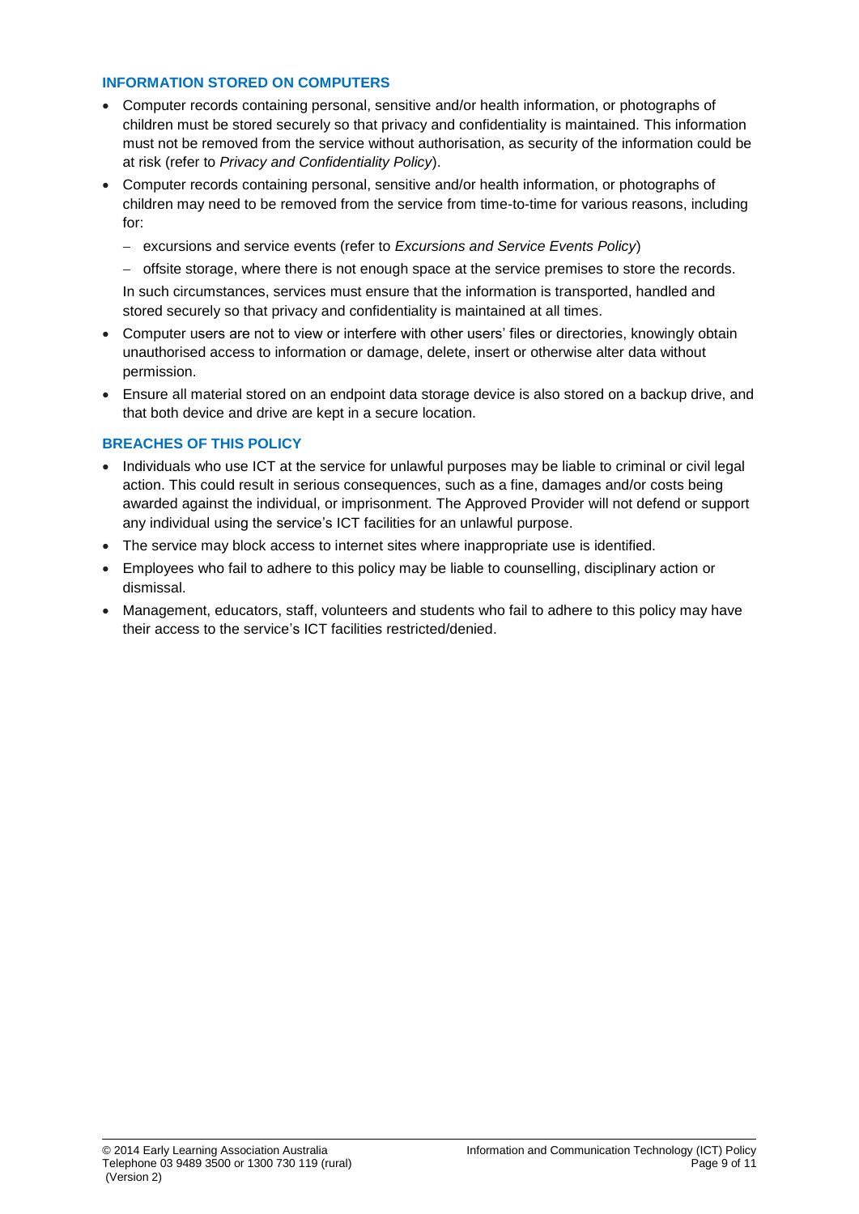### INFORMATION STORED ON COMPUTERS

- Computer records containing personal, sensitive and/or health information, or photographs of children must be stored securely so that privacy and confidentiality is maintained. This information must not be removed from the service without authorisation, as security of the information could be at risk (refer to *Privacy and Confidentiality Policy*).
- Computer records containing personal, sensitive and/or health information, or photographs of children may need to be removed from the service from time-to-time for various reasons, including for:
  - excursions and service events (refer to *Excursions and Service Events Policy*)
  - offsite storage, where there is not enough space at the service premises to store the records.

  In such circumstances, services must ensure that the information is transported, handled and stored securely so that privacy and confidentiality is maintained at all times.
- Computer users are not to view or interfere with other users' files or directories, knowingly obtain unauthorised access to information or damage, delete, insert or otherwise alter data without permission.
- Ensure all material stored on an endpoint data storage device is also stored on a backup drive, and that both device and drive are kept in a secure location.

### BREACHES OF THIS POLICY

- Individuals who use ICT at the service for unlawful purposes may be liable to criminal or civil legal action. This could result in serious consequences, such as a fine, damages and/or costs being awarded against the individual, or imprisonment. The Approved Provider will not defend or support any individual using the service's ICT facilities for an unlawful purpose.
- The service may block access to internet sites where inappropriate use is identified.
- Employees who fail to adhere to this policy may be liable to counselling, disciplinary action or dismissal.
- Management, educators, staff, volunteers and students who fail to adhere to this policy may have their access to the service's ICT facilities restricted/denied.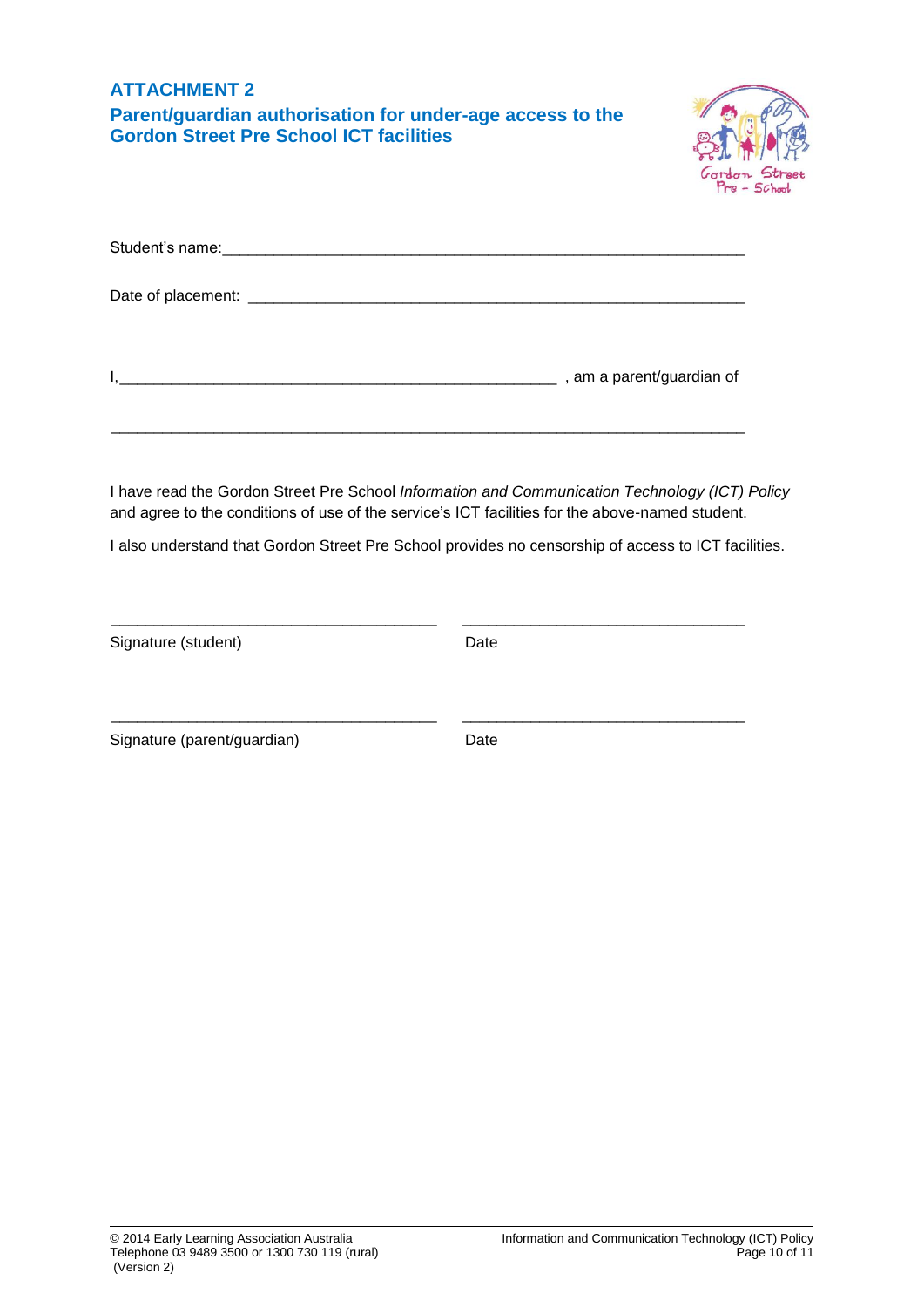## ATTACHMENT 2

### Parent/guardian authorisation for under-age access to the Gordon Street Pre School ICT facilities

Student's name:_______________________________________________________________

Date of placement: ____________________________________________________________

I,_____________________________________________________ , am a parent/guardian of

_______________________________________________________________________________

I have read the Gordon Street Pre School *Information and Communication Technology (ICT) Policy* and agree to the conditions of use of the service's ICT facilities for the above-named student.

I also understand that Gordon Street Pre School provides no censorship of access to ICT facilities.

_______________________________________ &nbsp;&nbsp;&nbsp; _________________________________

Signature (student) &nbsp;&nbsp;&nbsp; Date

_______________________________________ &nbsp;&nbsp;&nbsp; _________________________________

Signature (parent/guardian) &nbsp;&nbsp;&nbsp; Date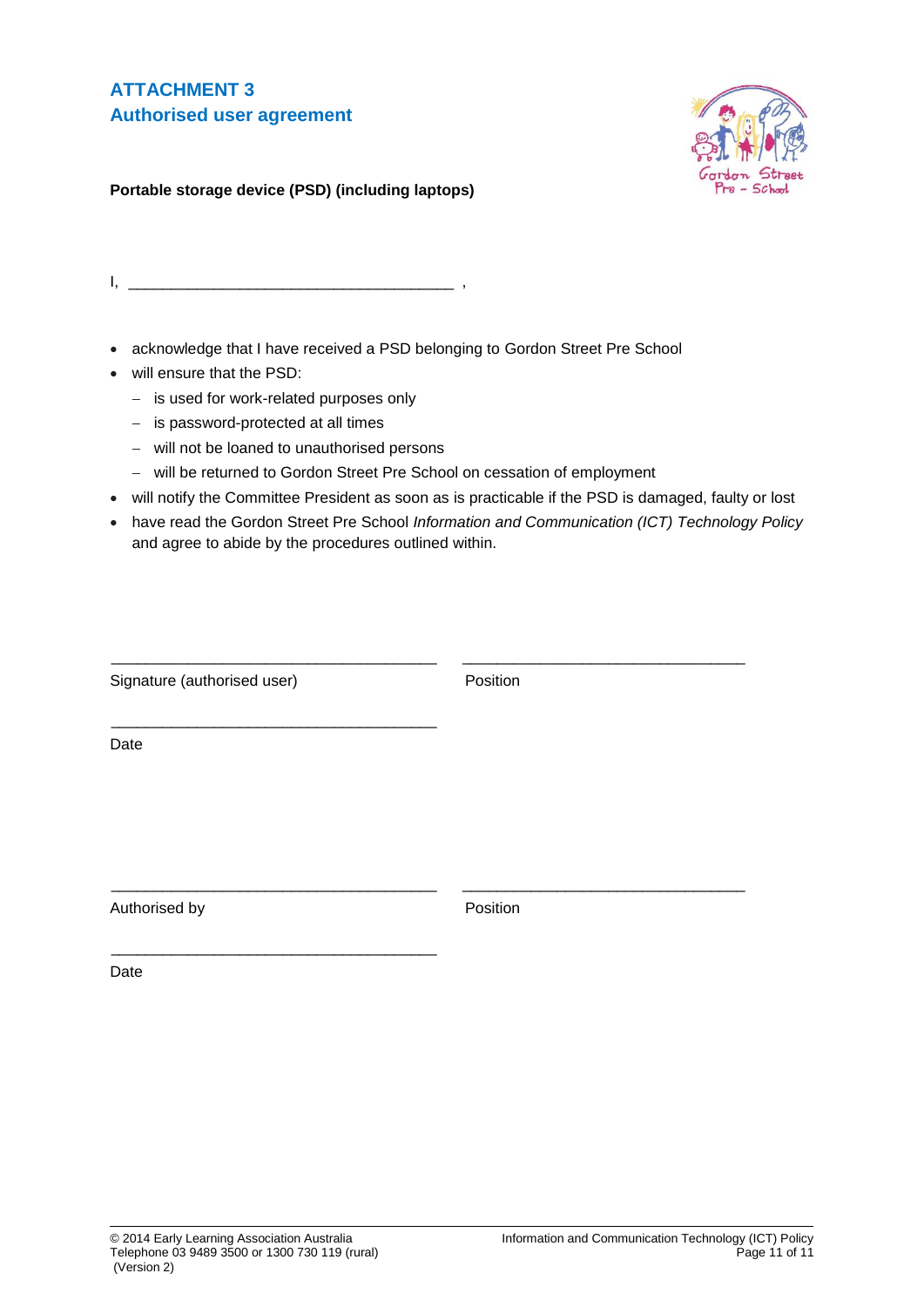# ATTACHMENT 3
## Authorised user agreement

**Portable storage device (PSD) (including laptops)**

I, ______________________________________ ,

- acknowledge that I have received a PSD belonging to Gordon Street Pre School
- will ensure that the PSD:
  - is used for work-related purposes only
  - is password-protected at all times
  - will not be loaned to unauthorised persons
  - will be returned to Gordon Street Pre School on cessation of employment
- will notify the Committee President as soon as is practicable if the PSD is damaged, faulty or lost
- have read the Gordon Street Pre School *Information and Communication (ICT) Technology Policy* and agree to abide by the procedures outlined within.

______________________________________ ______________________________________

Signature (authorised user) Position

______________________________________

Date

______________________________________ ______________________________________

Authorised by Position

______________________________________

Date